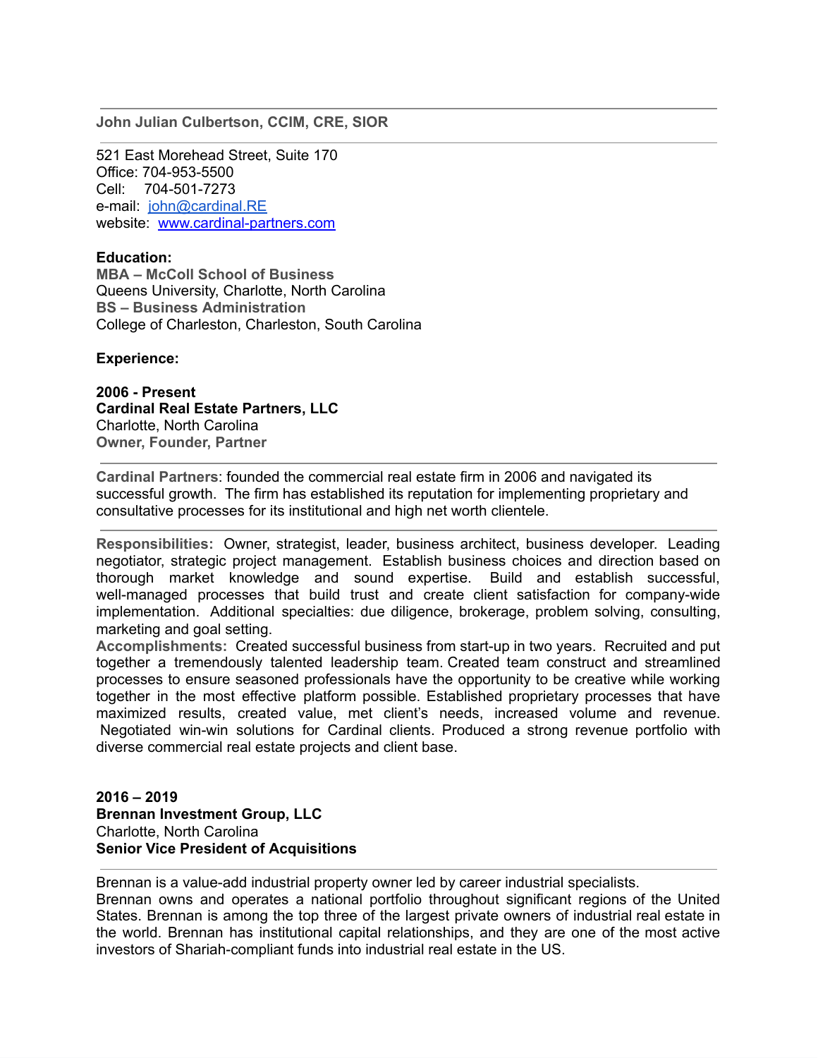**John Julian Culbertson, CCIM, CRE, SIOR**

---

521 East Morehead Street, Suite 170
Office: 704-953-5500
Cell: 704-501-7273
e-mail: john@cardinal.RE
website: www.cardinal-partners.com

**Education:**
**MBA – McColl School of Business**
Queens University, Charlotte, North Carolina
**BS – Business Administration**
College of Charleston, Charleston, South Carolina

**Experience:**

**2006 - Present**
**Cardinal Real Estate Partners, LLC**
Charlotte, North Carolina
**Owner, Founder, Partner**

---

**Cardinal Partners**: founded the commercial real estate firm in 2006 and navigated its successful growth. The firm has established its reputation for implementing proprietary and consultative processes for its institutional and high net worth clientele.

---

**Responsibilities:** Owner, strategist, leader, business architect, business developer. Leading negotiator, strategic project management. Establish business choices and direction based on thorough market knowledge and sound expertise. Build and establish successful, well-managed processes that build trust and create client satisfaction for company-wide implementation. Additional specialties: due diligence, brokerage, problem solving, consulting, marketing and goal setting.
**Accomplishments:** Created successful business from start-up in two years. Recruited and put together a tremendously talented leadership team. Created team construct and streamlined processes to ensure seasoned professionals have the opportunity to be creative while working together in the most effective platform possible. Established proprietary processes that have maximized results, created value, met client's needs, increased volume and revenue. Negotiated win-win solutions for Cardinal clients. Produced a strong revenue portfolio with diverse commercial real estate projects and client base.

**2016 – 2019**
**Brennan Investment Group, LLC**
Charlotte, North Carolina
**Senior Vice President of Acquisitions**

---

Brennan is a value-add industrial property owner led by career industrial specialists.
Brennan owns and operates a national portfolio throughout significant regions of the United States. Brennan is among the top three of the largest private owners of industrial real estate in the world. Brennan has institutional capital relationships, and they are one of the most active investors of Shariah-compliant funds into industrial real estate in the US.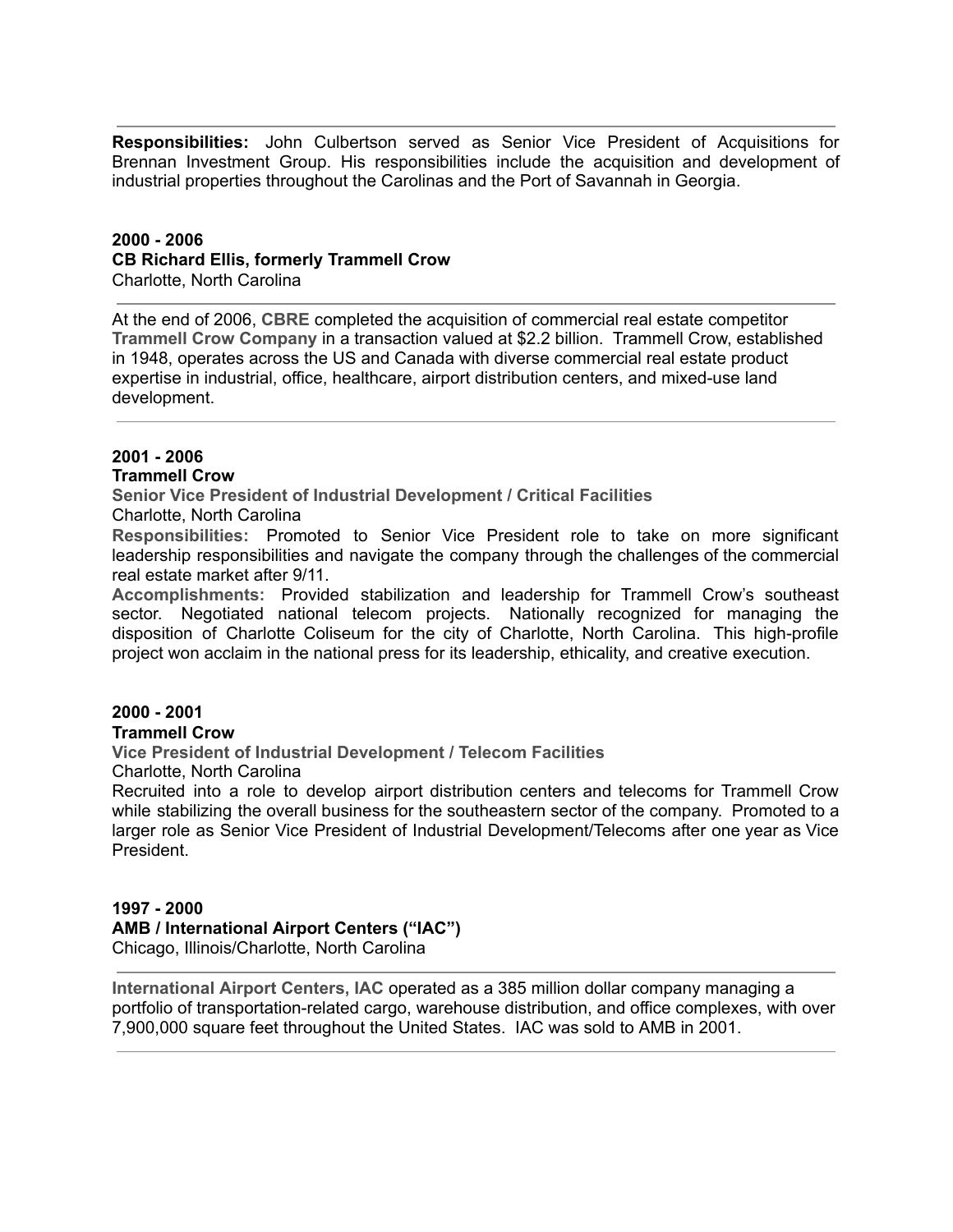**Responsibilities:** John Culbertson served as Senior Vice President of Acquisitions for Brennan Investment Group. His responsibilities include the acquisition and development of industrial properties throughout the Carolinas and the Port of Savannah in Georgia.

**2000 - 2006**
**CB Richard Ellis, formerly Trammell Crow**
Charlotte, North Carolina

---

At the end of 2006, **CBRE** completed the acquisition of commercial real estate competitor **Trammell Crow Company** in a transaction valued at $2.2 billion. Trammell Crow, established in 1948, operates across the US and Canada with diverse commercial real estate product expertise in industrial, office, healthcare, airport distribution centers, and mixed-use land development.

---

**2001 - 2006**
**Trammell Crow**
**Senior Vice President of Industrial Development / Critical Facilities**
Charlotte, North Carolina
**Responsibilities:** Promoted to Senior Vice President role to take on more significant leadership responsibilities and navigate the company through the challenges of the commercial real estate market after 9/11.
**Accomplishments:** Provided stabilization and leadership for Trammell Crow's southeast sector. Negotiated national telecom projects. Nationally recognized for managing the disposition of Charlotte Coliseum for the city of Charlotte, North Carolina. This high-profile project won acclaim in the national press for its leadership, ethicality, and creative execution.

**2000 - 2001**
**Trammell Crow**
**Vice President of Industrial Development / Telecom Facilities**
Charlotte, North Carolina
Recruited into a role to develop airport distribution centers and telecoms for Trammell Crow while stabilizing the overall business for the southeastern sector of the company. Promoted to a larger role as Senior Vice President of Industrial Development/Telecoms after one year as Vice President.

**1997 - 2000**
**AMB / International Airport Centers ("IAC")**
Chicago, Illinois/Charlotte, North Carolina

---

**International Airport Centers, IAC** operated as a 385 million dollar company managing a portfolio of transportation-related cargo, warehouse distribution, and office complexes, with over 7,900,000 square feet throughout the United States. IAC was sold to AMB in 2001.

---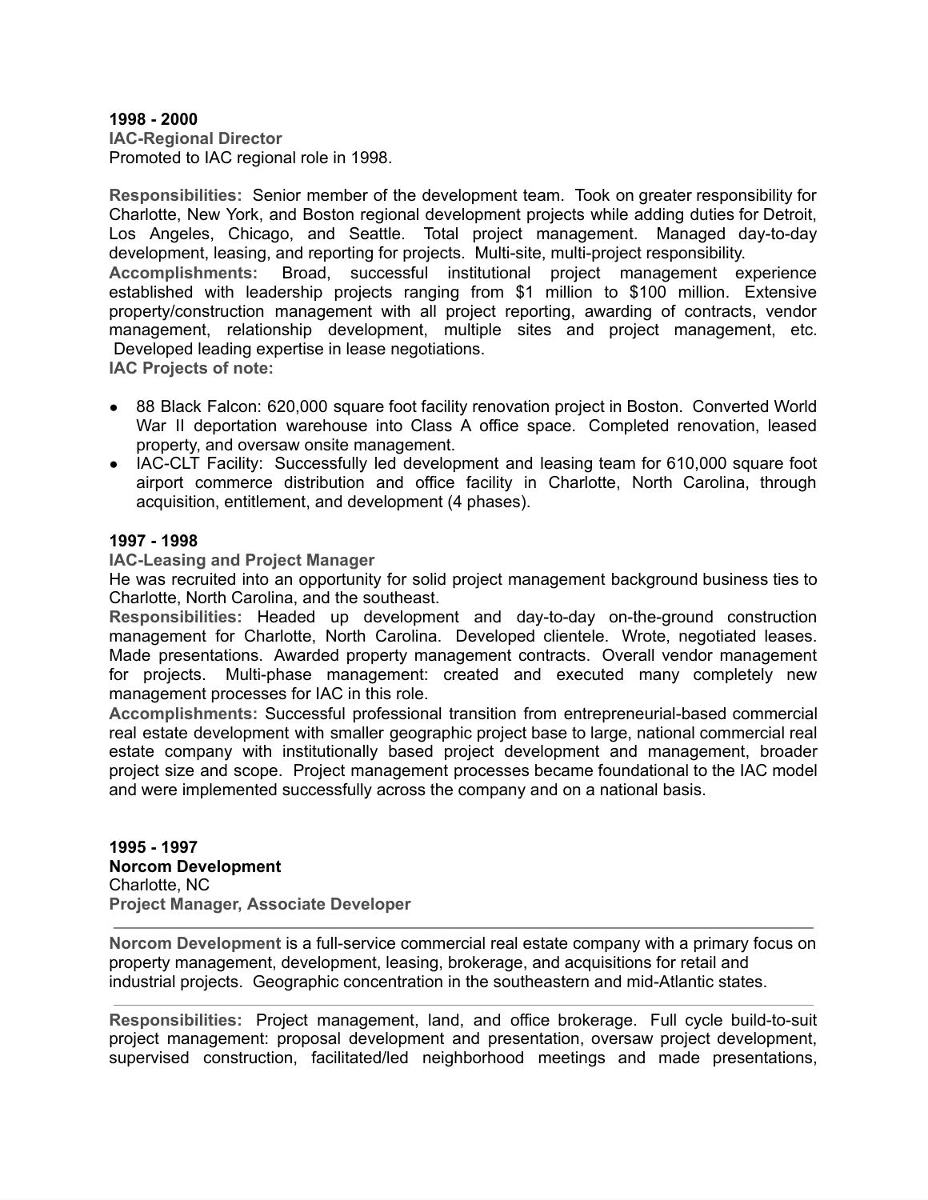**1998 - 2000**
**IAC-Regional Director**
Promoted to IAC regional role in 1998.

**Responsibilities:** Senior member of the development team. Took on greater responsibility for Charlotte, New York, and Boston regional development projects while adding duties for Detroit, Los Angeles, Chicago, and Seattle. Total project management. Managed day-to-day development, leasing, and reporting for projects. Multi-site, multi-project responsibility.
**Accomplishments:** Broad, successful institutional project management experience established with leadership projects ranging from $1 million to $100 million. Extensive property/construction management with all project reporting, awarding of contracts, vendor management, relationship development, multiple sites and project management, etc. Developed leading expertise in lease negotiations.
**IAC Projects of note:**

- 88 Black Falcon: 620,000 square foot facility renovation project in Boston. Converted World War II deportation warehouse into Class A office space. Completed renovation, leased property, and oversaw onsite management.
- IAC-CLT Facility: Successfully led development and leasing team for 610,000 square foot airport commerce distribution and office facility in Charlotte, North Carolina, through acquisition, entitlement, and development (4 phases).

**1997 - 1998**
**IAC-Leasing and Project Manager**
He was recruited into an opportunity for solid project management background business ties to Charlotte, North Carolina, and the southeast.
**Responsibilities:** Headed up development and day-to-day on-the-ground construction management for Charlotte, North Carolina. Developed clientele. Wrote, negotiated leases. Made presentations. Awarded property management contracts. Overall vendor management for projects. Multi-phase management: created and executed many completely new management processes for IAC in this role.
**Accomplishments:** Successful professional transition from entrepreneurial-based commercial real estate development with smaller geographic project base to large, national commercial real estate company with institutionally based project development and management, broader project size and scope. Project management processes became foundational to the IAC model and were implemented successfully across the company and on a national basis.

**1995 - 1997**
**Norcom Development**
Charlotte, NC
**Project Manager, Associate Developer**

---

**Norcom Development** is a full-service commercial real estate company with a primary focus on property management, development, leasing, brokerage, and acquisitions for retail and industrial projects. Geographic concentration in the southeastern and mid-Atlantic states.

---

**Responsibilities:** Project management, land, and office brokerage. Full cycle build-to-suit project management: proposal development and presentation, oversaw project development, supervised construction, facilitated/led neighborhood meetings and made presentations,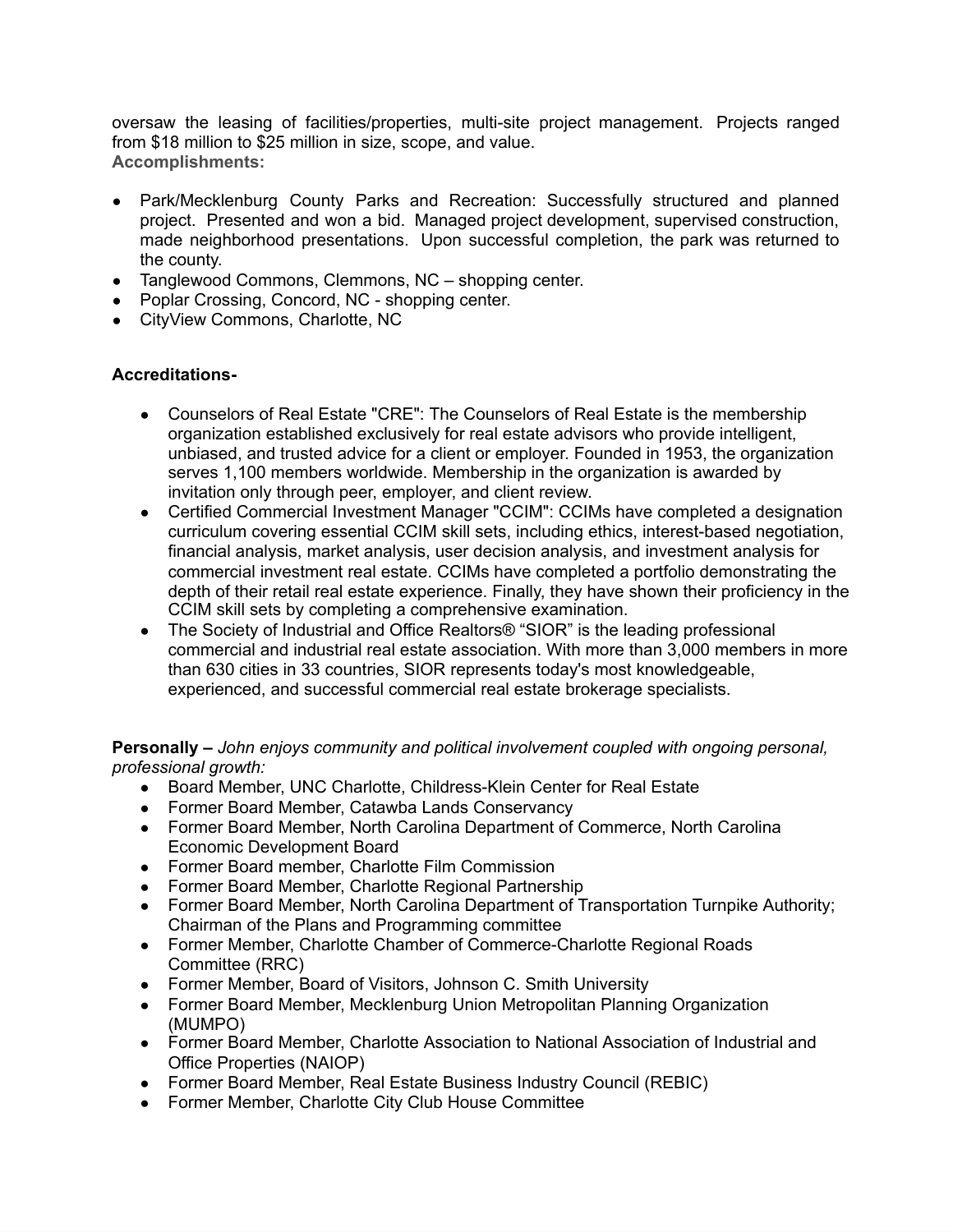oversaw the leasing of facilities/properties, multi-site project management. Projects ranged from $18 million to $25 million in size, scope, and value.

**Accomplishments:**

- Park/Mecklenburg County Parks and Recreation: Successfully structured and planned project. Presented and won a bid. Managed project development, supervised construction, made neighborhood presentations. Upon successful completion, the park was returned to the county.
- Tanglewood Commons, Clemmons, NC – shopping center.
- Poplar Crossing, Concord, NC - shopping center.
- CityView Commons, Charlotte, NC

**Accreditations-**

- Counselors of Real Estate "CRE": The Counselors of Real Estate is the membership organization established exclusively for real estate advisors who provide intelligent, unbiased, and trusted advice for a client or employer. Founded in 1953, the organization serves 1,100 members worldwide. Membership in the organization is awarded by invitation only through peer, employer, and client review.
- Certified Commercial Investment Manager "CCIM": CCIMs have completed a designation curriculum covering essential CCIM skill sets, including ethics, interest-based negotiation, financial analysis, market analysis, user decision analysis, and investment analysis for commercial investment real estate. CCIMs have completed a portfolio demonstrating the depth of their retail real estate experience. Finally, they have shown their proficiency in the CCIM skill sets by completing a comprehensive examination.
- The Society of Industrial and Office Realtors® "SIOR" is the leading professional commercial and industrial real estate association. With more than 3,000 members in more than 630 cities in 33 countries, SIOR represents today's most knowledgeable, experienced, and successful commercial real estate brokerage specialists.

**Personally –** *John enjoys community and political involvement coupled with ongoing personal, professional growth:*

- Board Member, UNC Charlotte, Childress-Klein Center for Real Estate
- Former Board Member, Catawba Lands Conservancy
- Former Board Member, North Carolina Department of Commerce, North Carolina Economic Development Board
- Former Board member, Charlotte Film Commission
- Former Board Member, Charlotte Regional Partnership
- Former Board Member, North Carolina Department of Transportation Turnpike Authority; Chairman of the Plans and Programming committee
- Former Member, Charlotte Chamber of Commerce-Charlotte Regional Roads Committee (RRC)
- Former Member, Board of Visitors, Johnson C. Smith University
- Former Board Member, Mecklenburg Union Metropolitan Planning Organization (MUMPO)
- Former Board Member, Charlotte Association to National Association of Industrial and Office Properties (NAIOP)
- Former Board Member, Real Estate Business Industry Council (REBIC)
- Former Member, Charlotte City Club House Committee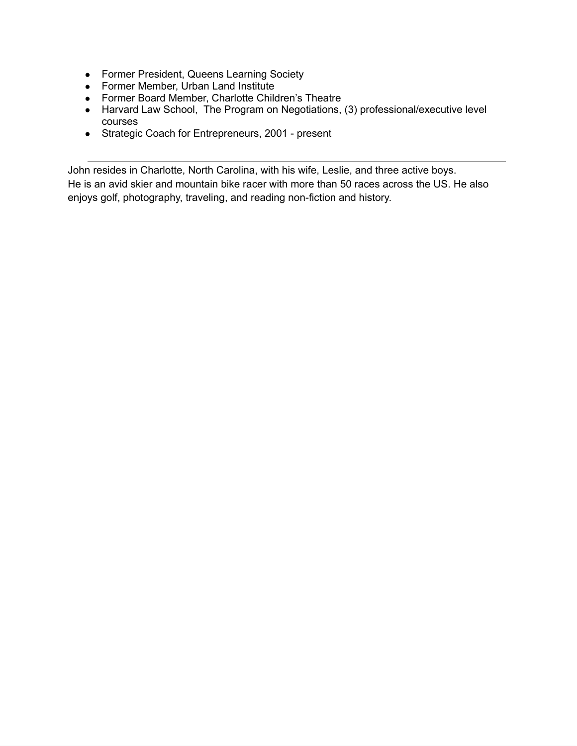- Former President, Queens Learning Society
- Former Member, Urban Land Institute
- Former Board Member, Charlotte Children's Theatre
- Harvard Law School,  The Program on Negotiations, (3) professional/executive level courses
- Strategic Coach for Entrepreneurs, 2001 - present

---

John resides in Charlotte, North Carolina, with his wife, Leslie, and three active boys.
He is an avid skier and mountain bike racer with more than 50 races across the US. He also enjoys golf, photography, traveling, and reading non-fiction and history.